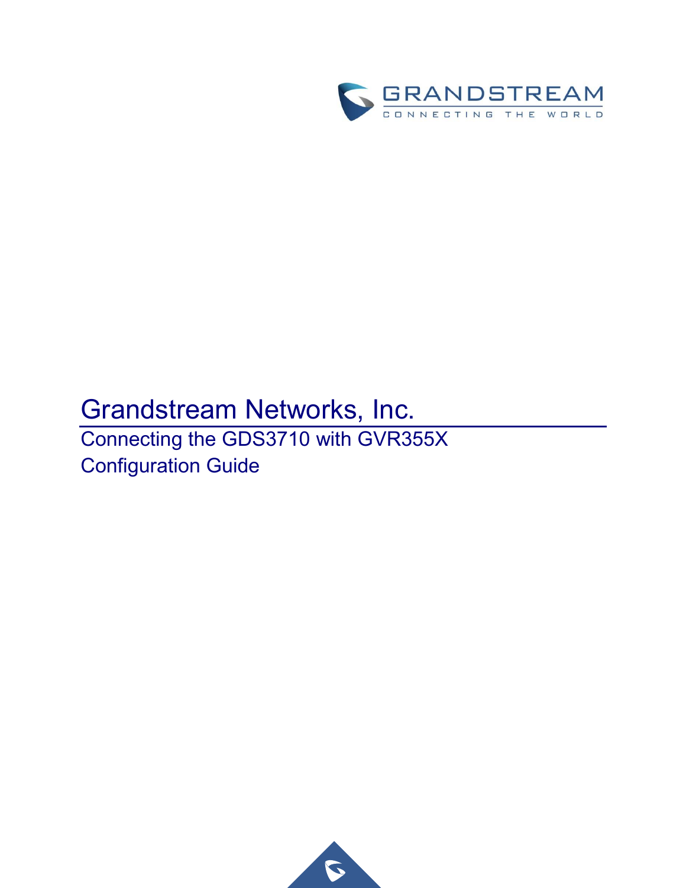# Grandstream Networks, Inc.

Connecting the GDS3710 with GVR355X

Configuration Guide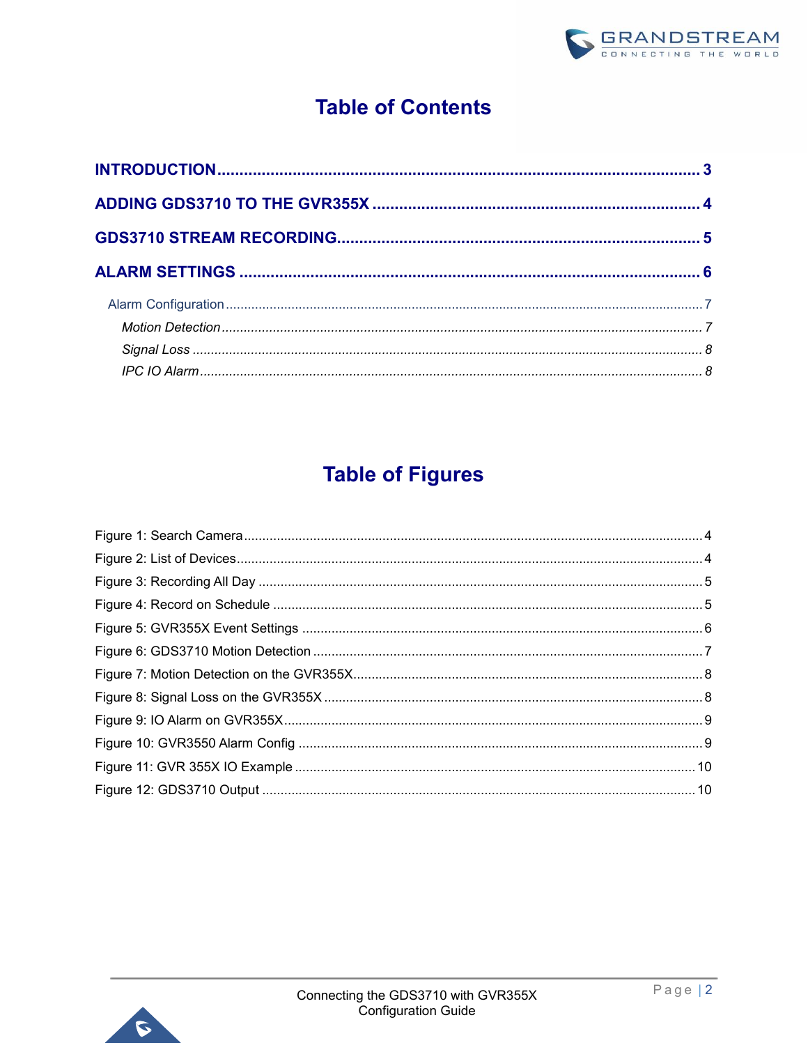# Table of Contents

**INTRODUCTION** ........................................................ **3**

**ADDING GDS3710 TO THE GVR355X** ........................................................ **4**

**GDS3710 STREAM RECORDING** ........................................................ **5**

**ALARM SETTINGS** ........................................................ **6**

- Alarm Configuration ........................................................ 7
  - *Motion Detection* ........................................................ *7*
  - *Signal Loss* ........................................................ *8*
  - *IPC IO Alarm* ........................................................ *8*

# Table of Figures

Figure 1: Search Camera ........................................................ 4

Figure 2: List of Devices ........................................................ 4

Figure 3: Recording All Day ........................................................ 5

Figure 4: Record on Schedule ........................................................ 5

Figure 5: GVR355X Event Settings ........................................................ 6

Figure 6: GDS3710 Motion Detection ........................................................ 7

Figure 7: Motion Detection on the GVR355X ........................................................ 8

Figure 8: Signal Loss on the GVR355X ........................................................ 8

Figure 9: IO Alarm on GVR355X ........................................................ 9

Figure 10: GVR3550 Alarm Config ........................................................ 9

Figure 11: GVR 355X IO Example ........................................................ 10

Figure 12: GDS3710 Output ........................................................ 10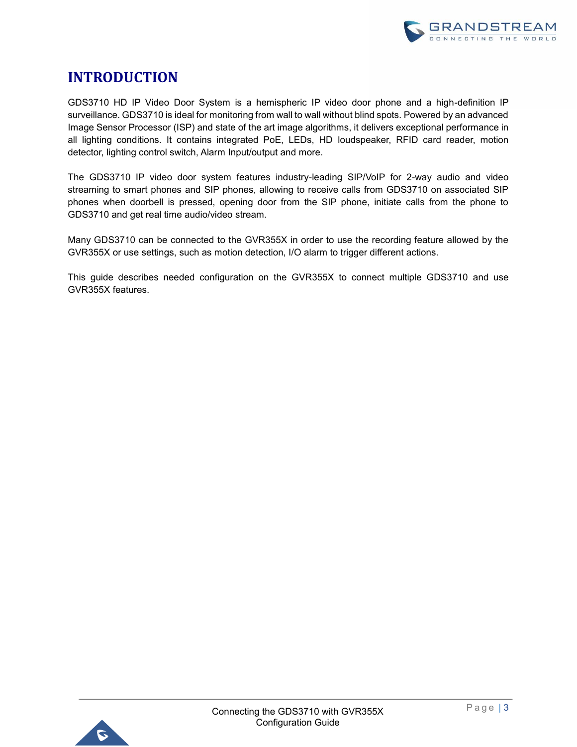# INTRODUCTION

GDS3710 HD IP Video Door System is a hemispheric IP video door phone and a high-definition IP surveillance. GDS3710 is ideal for monitoring from wall to wall without blind spots. Powered by an advanced Image Sensor Processor (ISP) and state of the art image algorithms, it delivers exceptional performance in all lighting conditions. It contains integrated PoE, LEDs, HD loudspeaker, RFID card reader, motion detector, lighting control switch, Alarm Input/output and more.

The GDS3710 IP video door system features industry-leading SIP/VoIP for 2-way audio and video streaming to smart phones and SIP phones, allowing to receive calls from GDS3710 on associated SIP phones when doorbell is pressed, opening door from the SIP phone, initiate calls from the phone to GDS3710 and get real time audio/video stream.

Many GDS3710 can be connected to the GVR355X in order to use the recording feature allowed by the GVR355X or use settings, such as motion detection, I/O alarm to trigger different actions.

This guide describes needed configuration on the GVR355X to connect multiple GDS3710 and use GVR355X features.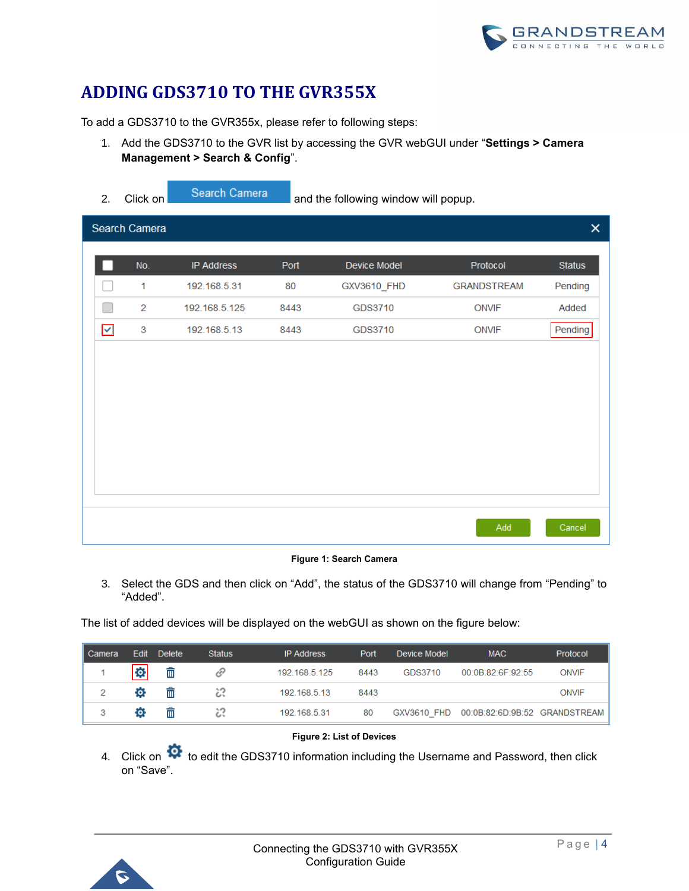# ADDING GDS3710 TO THE GVR355X

To add a GDS3710 to the GVR355x, please refer to following steps:

1. Add the GDS3710 to the GVR list by accessing the GVR webGUI under "**Settings > Camera Management > Search & Config**".

2. Click on Search Camera and the following window will popup.

| | No. | IP Address | Port | Device Model | Protocol | Status |
|---|---|---|---|---|---|---|
| ☐ | 1 | 192.168.5.31 | 80 | GXV3610_FHD | GRANDSTREAM | Pending |
| ☐ | 2 | 192.168.5.125 | 8443 | GDS3710 | ONVIF | Added |
| ☑ | 3 | 192.168.5.13 | 8443 | GDS3710 | ONVIF | Pending |

**Figure 1: Search Camera**

3. Select the GDS and then click on "Add", the status of the GDS3710 will change from "Pending" to "Added".

The list of added devices will be displayed on the webGUI as shown on the figure below:

| Camera | Edit | Delete | Status | IP Address | Port | Device Model | MAC | Protocol |
|---|---|---|---|---|---|---|---|---|
| 1 | | | | 192.168.5.125 | 8443 | GDS3710 | 00:0B:82:6F:92:55 | ONVIF |
| 2 | | | | 192.168.5.13 | 8443 | | | ONVIF |
| 3 | | | | 192.168.5.31 | 80 | GXV3610_FHD | 00:0B:82:6D:9B:52 | GRANDSTREAM |

**Figure 2: List of Devices**

4. Click on ⚙ to edit the GDS3710 information including the Username and Password, then click on "Save".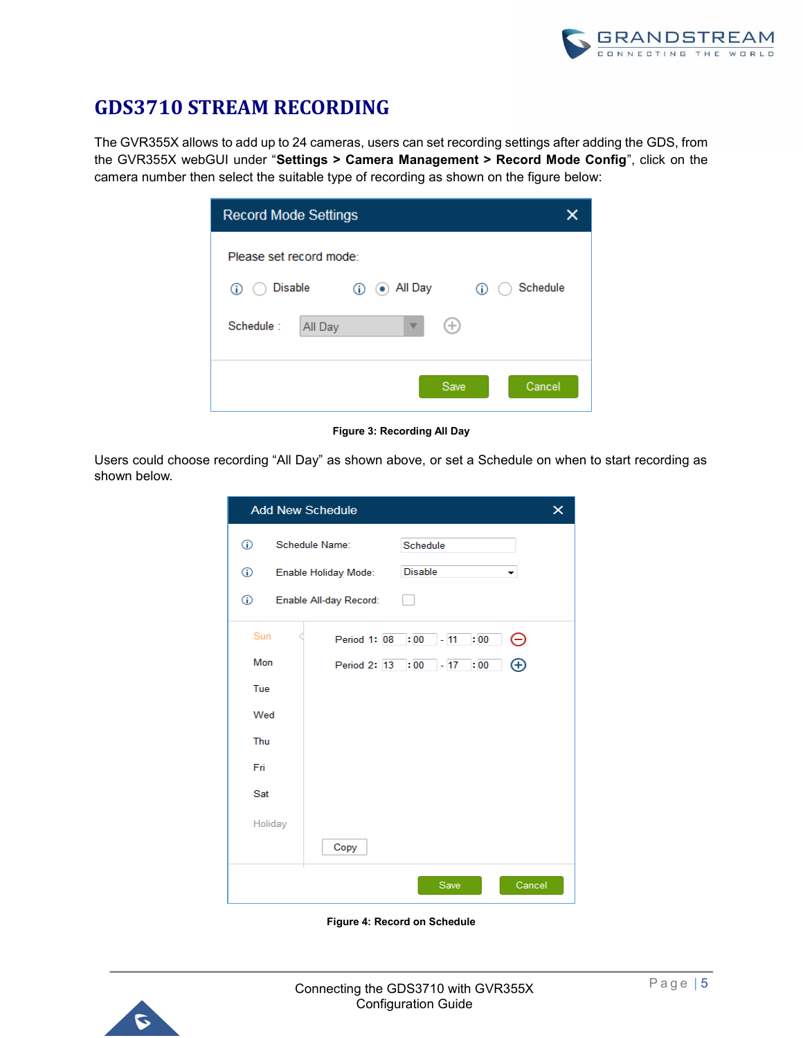# GDS3710 STREAM RECORDING

The GVR355X allows to add up to 24 cameras, users can set recording settings after adding the GDS, from the GVR355X webGUI under "**Settings > Camera Management > Record Mode Config**", click on the camera number then select the suitable type of recording as shown on the figure below:

**Figure 3: Recording All Day**

Users could choose recording "All Day" as shown above, or set a Schedule on when to start recording as shown below.

**Figure 4: Record on Schedule**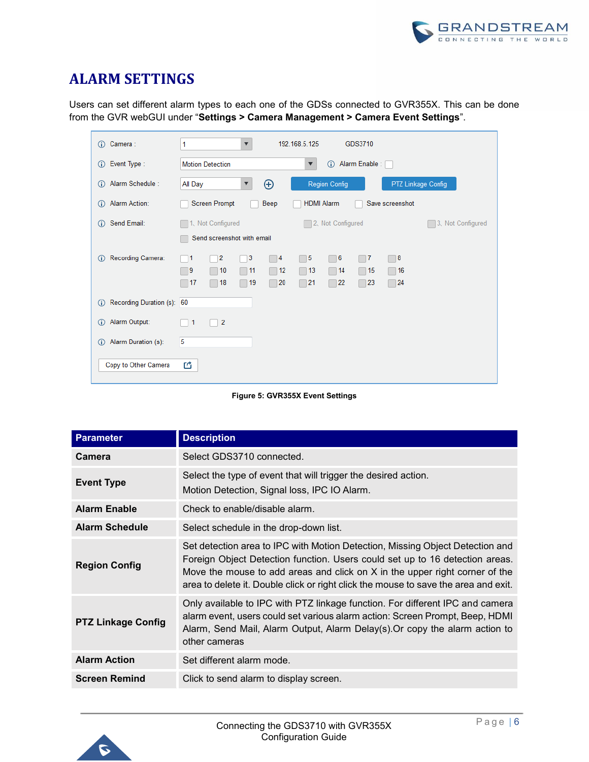# ALARM SETTINGS

Users can set different alarm types to each one of the GDSs connected to GVR355X. This can be done from the GVR webGUI under "**Settings > Camera Management > Camera Event Settings**".

Figure 5: GVR355X Event Settings

| Parameter | Description |
|---|---|
| **Camera** | Select GDS3710 connected. |
| **Event Type** | Select the type of event that will trigger the desired action.<br>Motion Detection, Signal loss, IPC IO Alarm. |
| **Alarm Enable** | Check to enable/disable alarm. |
| **Alarm Schedule** | Select schedule in the drop-down list. |
| **Region Config** | Set detection area to IPC with Motion Detection, Missing Object Detection and Foreign Object Detection function. Users could set up to 16 detection areas. Move the mouse to add areas and click on X in the upper right corner of the area to delete it. Double click or right click the mouse to save the area and exit. |
| **PTZ Linkage Config** | Only available to IPC with PTZ linkage function. For different IPC and camera alarm event, users could set various alarm action: Screen Prompt, Beep, HDMI Alarm, Send Mail, Alarm Output, Alarm Delay(s).Or copy the alarm action to other cameras |
| **Alarm Action** | Set different alarm mode. |
| **Screen Remind** | Click to send alarm to display screen. |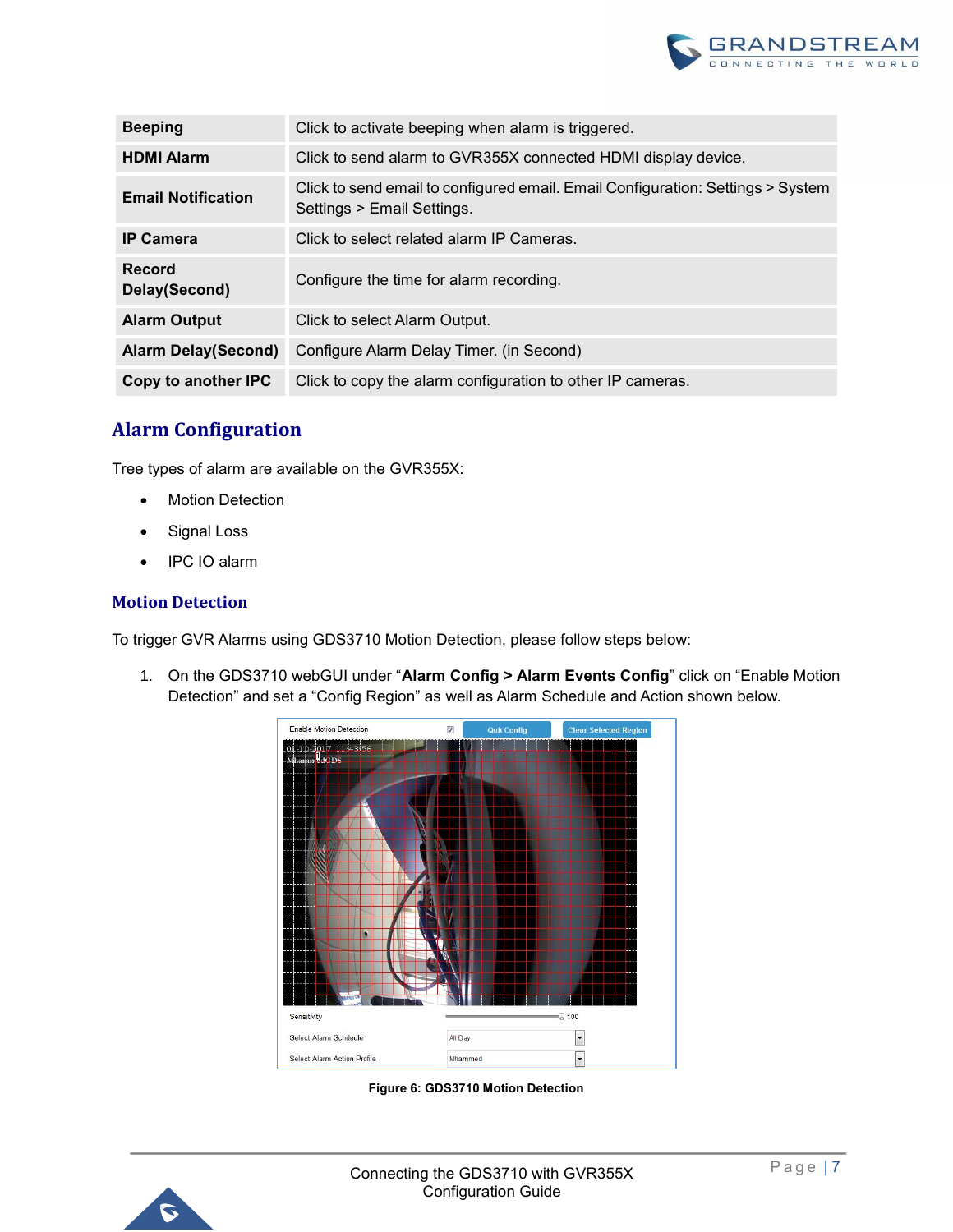| | |
|---|---|
| **Beeping** | Click to activate beeping when alarm is triggered. |
| **HDMI Alarm** | Click to send alarm to GVR355X connected HDMI display device. |
| **Email Notification** | Click to send email to configured email. Email Configuration: Settings > System Settings > Email Settings. |
| **IP Camera** | Click to select related alarm IP Cameras. |
| **Record Delay(Second)** | Configure the time for alarm recording. |
| **Alarm Output** | Click to select Alarm Output. |
| **Alarm Delay(Second)** | Configure Alarm Delay Timer. (in Second) |
| **Copy to another IPC** | Click to copy the alarm configuration to other IP cameras. |

## Alarm Configuration

Tree types of alarm are available on the GVR355X:

- Motion Detection
- Signal Loss
- IPC IO alarm

### Motion Detection

To trigger GVR Alarms using GDS3710 Motion Detection, please follow steps below:

1. On the GDS3710 webGUI under "**Alarm Config > Alarm Events Config**" click on "Enable Motion Detection" and set a "Config Region" as well as Alarm Schedule and Action shown below.

**Figure 6: GDS3710 Motion Detection**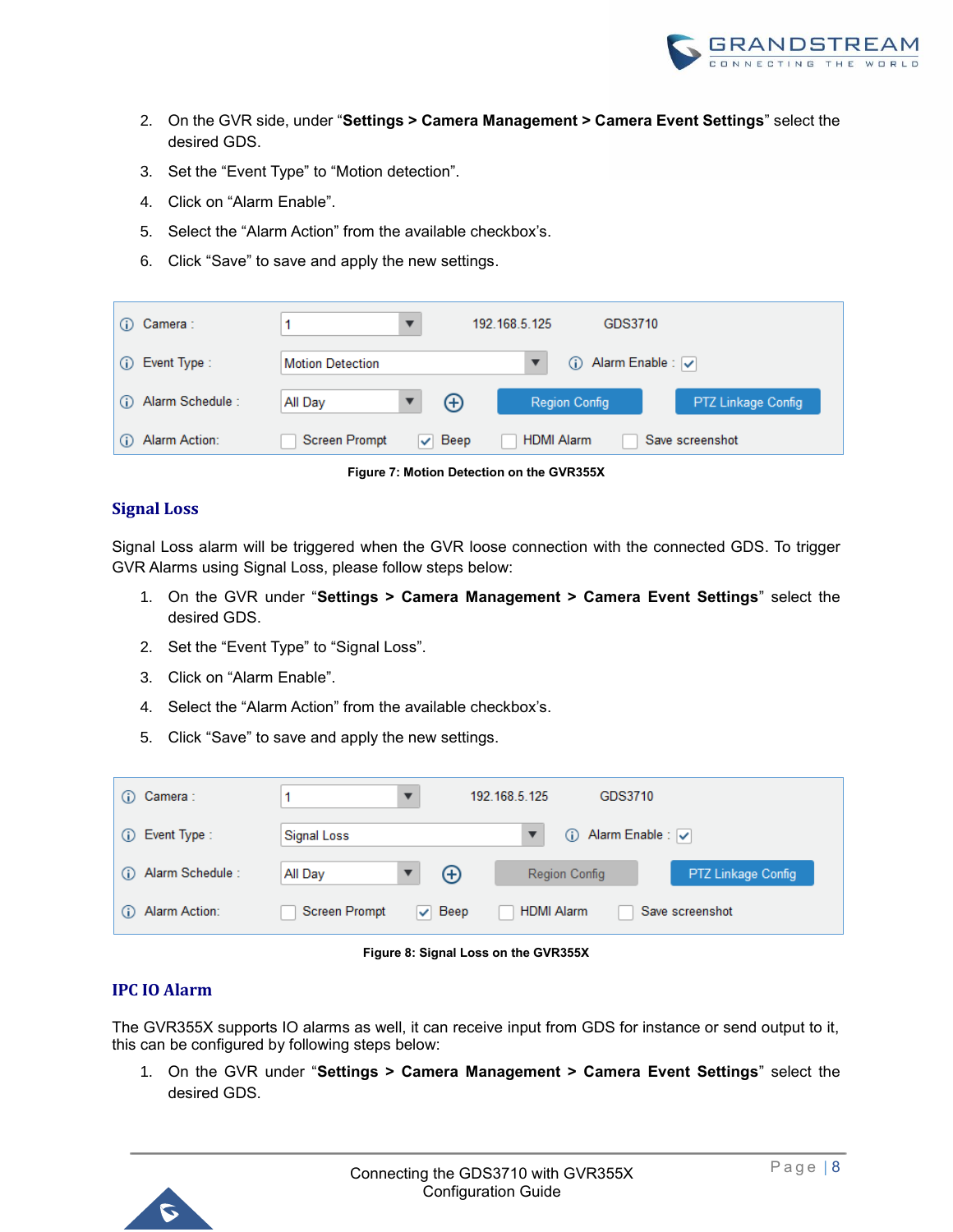2. On the GVR side, under "**Settings > Camera Management > Camera Event Settings**" select the desired GDS.
3. Set the "Event Type" to "Motion detection".
4. Click on "Alarm Enable".
5. Select the "Alarm Action" from the available checkbox's.
6. Click "Save" to save and apply the new settings.

| | | | | | | | |
|---|---|---|---|---|---|---|---|
| Camera : | 1 | 192.168.5.125 | GDS3710 | | | | |
| Event Type : | Motion Detection | | Alarm Enable : ☑ | | | | |
| Alarm Schedule : | All Day | ⊕ | Region Config | PTZ Linkage Config | | | |
| Alarm Action: | ☐ Screen Prompt | ☑ Beep | ☐ HDMI Alarm | ☐ Save screenshot | | | |

**Figure 7: Motion Detection on the GVR355X**

## Signal Loss

Signal Loss alarm will be triggered when the GVR loose connection with the connected GDS. To trigger GVR Alarms using Signal Loss, please follow steps below:

1. On the GVR under "**Settings > Camera Management > Camera Event Settings**" select the desired GDS.
2. Set the "Event Type" to "Signal Loss".
3. Click on "Alarm Enable".
4. Select the "Alarm Action" from the available checkbox's.
5. Click "Save" to save and apply the new settings.

| | | | | | | | |
|---|---|---|---|---|---|---|---|
| Camera : | 1 | 192.168.5.125 | GDS3710 | | | | |
| Event Type : | Signal Loss | | Alarm Enable : ☑ | | | | |
| Alarm Schedule : | All Day | ⊕ | Region Config | PTZ Linkage Config | | | |
| Alarm Action: | ☐ Screen Prompt | ☑ Beep | ☐ HDMI Alarm | ☐ Save screenshot | | | |

**Figure 8: Signal Loss on the GVR355X**

## IPC IO Alarm

The GVR355X supports IO alarms as well, it can receive input from GDS for instance or send output to it, this can be configured by following steps below:

1. On the GVR under "**Settings > Camera Management > Camera Event Settings**" select the desired GDS.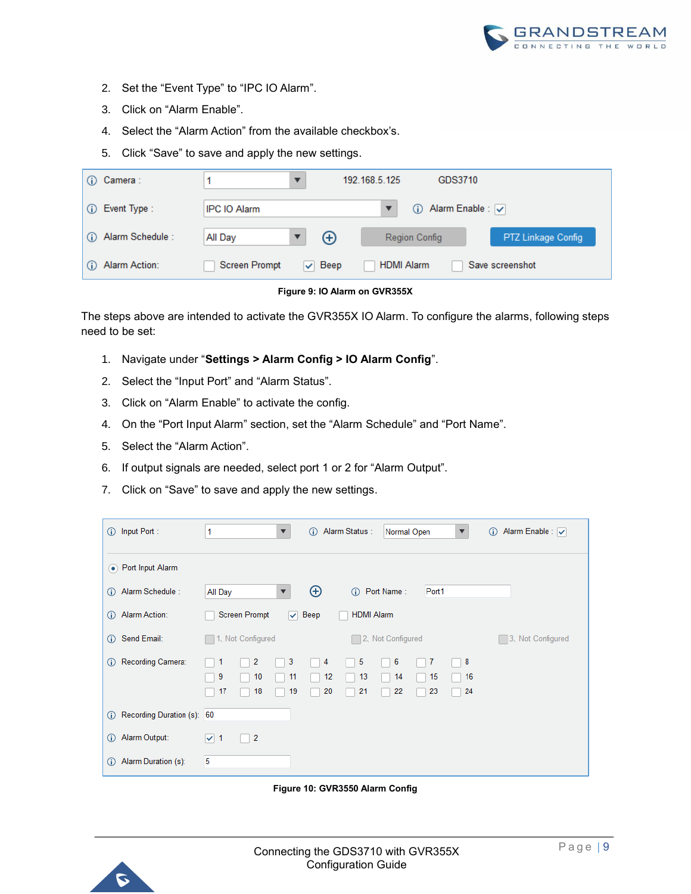2. Set the “Event Type” to “IPC IO Alarm”.
3. Click on “Alarm Enable”.
4. Select the “Alarm Action” from the available checkbox’s.
5. Click “Save” to save and apply the new settings.

Figure 9: IO Alarm on GVR355X

The steps above are intended to activate the GVR355X IO Alarm. To configure the alarms, following steps need to be set:

1. Navigate under “**Settings > Alarm Config > IO Alarm Config**”.
2. Select the “Input Port” and “Alarm Status”.
3. Click on “Alarm Enable” to activate the config.
4. On the “Port Input Alarm” section, set the “Alarm Schedule” and “Port Name”.
5. Select the “Alarm Action”.
6. If output signals are needed, select port 1 or 2 for “Alarm Output”.
7. Click on “Save” to save and apply the new settings.

Figure 10: GVR3550 Alarm Config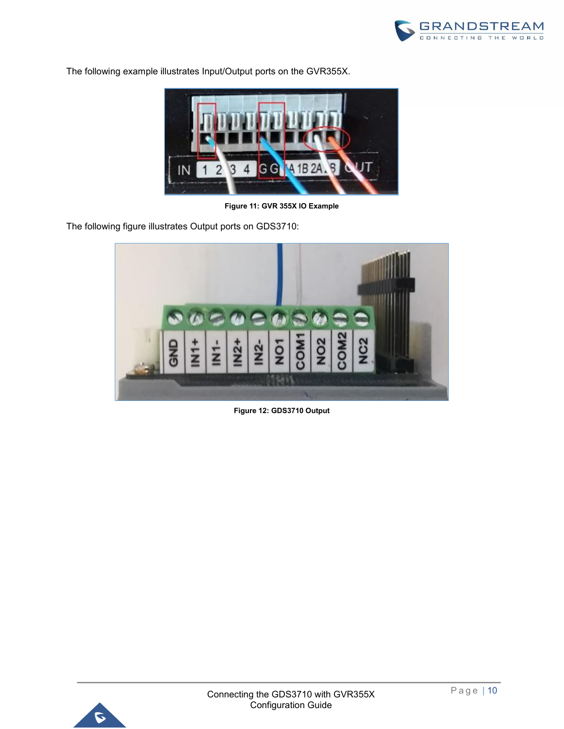The following example illustrates Input/Output ports on the GVR355X.

**Figure 11: GVR 355X IO Example**

The following figure illustrates Output ports on GDS3710:

**Figure 12: GDS3710 Output**